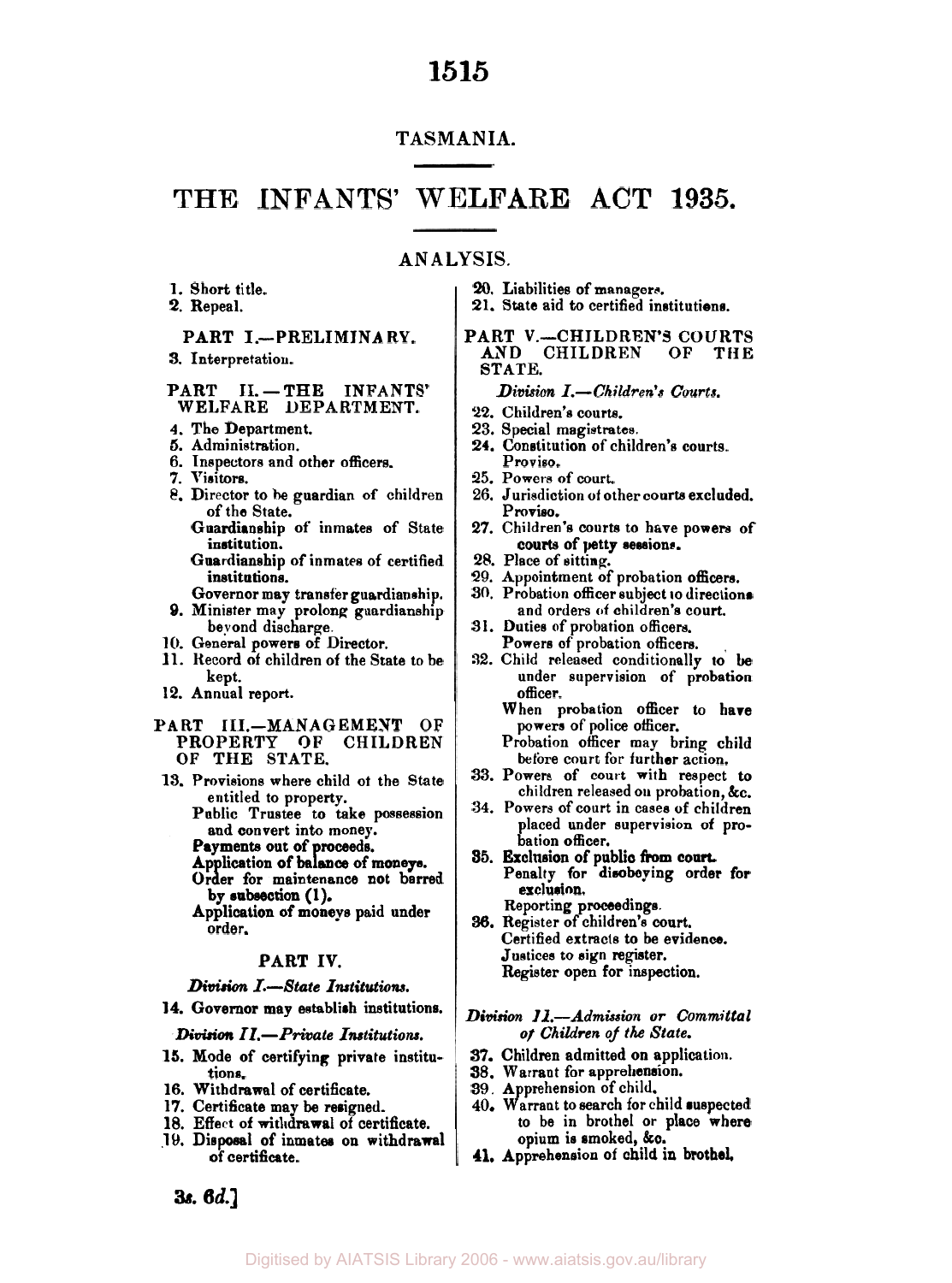TASMANIA.

# THE INFANTS' WELFARE ACT 1935.

## ANALYSIS.

1. Short title.
2. Repeal.

### PART I.—PRELIMINARY.

3. Interpretation.

### PART II.—THE INFANTS' WELFARE DEPARTMENT.

4. The Department.
5. Administration.
6. Inspectors and other officers.
7. Visitors.
8. Director to be guardian of children of the State.
   Guardianship of inmates of State institution.
   Guardianship of inmates of certified institutions.
   Governor may transfer guardianship.
9. Minister may prolong guardianship beyond discharge.
10. General powers of Director.
11. Record of children of the State to be kept.
12. Annual report.

### PART III.—MANAGEMENT OF PROPERTY OF CHILDREN OF THE STATE.

13. Provisions where child of the State entitled to property.
    Public Trustee to take possession and convert into money.
    Payments out of proceeds.
    Application of balance of moneys.
    Order for maintenance not barred by subsection (1).
    Application of moneys paid under order.

### PART IV.

*Division I.—State Institutions.*

14. Governor may establish institutions.

*Division II.—Private Institutions.*

15. Mode of certifying private institutions.
16. Withdrawal of certificate.
17. Certificate may be resigned.
18. Effect of withdrawal of certificate.
19. Disposal of inmates on withdrawal of certificate.
20. Liabilities of managers.
21. State aid to certified institutions.

### PART V.—CHILDREN'S COURTS AND CHILDREN OF THE STATE.

*Division I.—Children's Courts.*

22. Children's courts.
23. Special magistrates.
24. Constitution of children's courts.
    Proviso.
25. Powers of court.
26. Jurisdiction of other courts excluded.
    Proviso.
27. Children's courts to have powers of courts of petty sessions.
28. Place of sitting.
29. Appointment of probation officers.
30. Probation officer subject to directions and orders of children's court.
31. Duties of probation officers.
    Powers of probation officers.
32. Child released conditionally to be under supervision of probation officer.
    When probation officer to have powers of police officer.
    Probation officer may bring child before court for further action.
33. Powers of court with respect to children released on probation, &c.
34. Powers of court in cases of children placed under supervision of probation officer.
35. Exclusion of public from court.
    Penalty for disobeying order for exclusion.
    Reporting proceedings.
36. Register of children's court.
    Certified extracts to be evidence.
    Justices to sign register.
    Register open for inspection.

*Division II.—Admission or Committal of Children of the State.*

37. Children admitted on application.
38. Warrant for apprehension.
39. Apprehension of child.
40. Warrant to search for child suspected to be in brothel or place where opium is smoked, &c.
41. Apprehension of child in brothel.

3s. 6d.]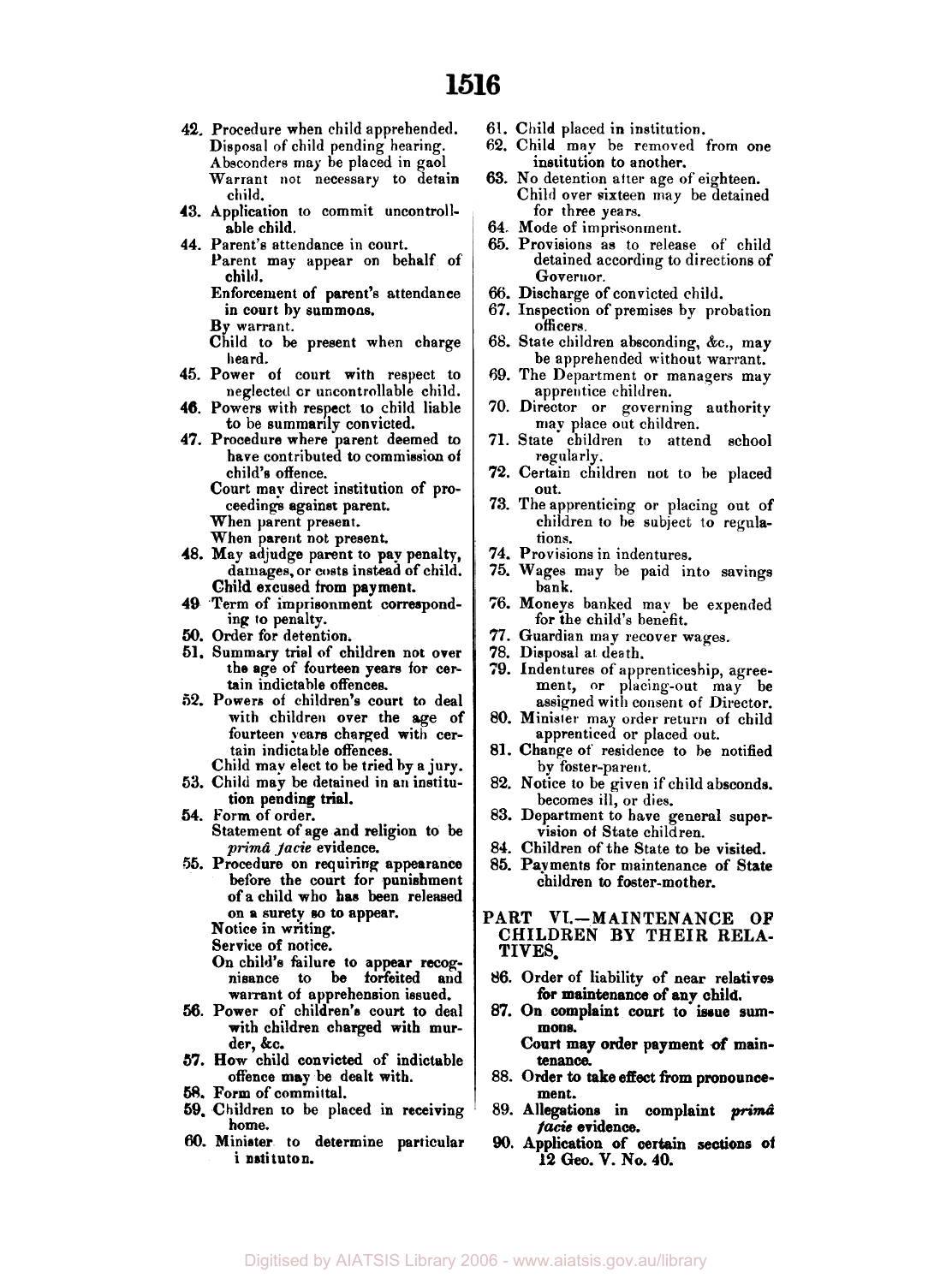42. Procedure when child apprehended.
    Disposal of child pending hearing.
    Absconders may be placed in gaol
    Warrant not necessary to detain child.
43. Application to commit uncontrollable child.
44. Parent's attendance in court.
    Parent may appear on behalf of child.
    Enforcement of parent's attendance in court by summons.
    By warrant.
    Child to be present when charge heard.
45. Power of court with respect to neglected or uncontrollable child.
46. Powers with respect to child liable to be summarily convicted.
47. Procedure where parent deemed to have contributed to commission of child's offence.
    Court may direct institution of proceedings against parent.
    When parent present.
    When parent not present.
48. May adjudge parent to pay penalty, damages, or costs instead of child.
    Child excused from payment.
49. Term of imprisonment corresponding to penalty.
50. Order for detention.
51. Summary trial of children not over the age of fourteen years for certain indictable offences.
52. Powers of children's court to deal with children over the age of fourteen years charged with certain indictable offences.
    Child may elect to be tried by a jury.
53. Child may be detained in an institution pending trial.
54. Form of order.
    Statement of age and religion to be *primâ facie* evidence.
55. Procedure on requiring appearance before the court for punishment of a child who has been released on a surety so to appear.
    Notice in writing.
    Service of notice.
    On child's failure to appear recognisance to be forfeited and warrant of apprehension issued.
56. Power of children's court to deal with children charged with murder, &c.
57. How child convicted of indictable offence may be dealt with.
58. Form of committal.
59. Children to be placed in receiving home.
60. Minister to determine particular i nstituton.
61. Child placed in institution.
62. Child may be removed from one institution to another.
63. No detention after age of eighteen.
    Child over sixteen may be detained for three years.
64. Mode of imprisonment.
65. Provisions as to release of child detained according to directions of Governor.
66. Discharge of convicted child.
67. Inspection of premises by probation officers.
68. State children absconding, &c., may be apprehended without warrant.
69. The Department or managers may apprentice children.
70. Director or governing authority may place out children.
71. State children to attend school regularly.
72. Certain children not to be placed out.
73. The apprenticing or placing out of children to be subject to regulations.
74. Provisions in indentures.
75. Wages may be paid into savings bank.
76. Moneys banked may be expended for the child's benefit.
77. Guardian may recover wages.
78. Disposal at death.
79. Indentures of apprenticeship, agreement, or placing-out may be assigned with consent of Director.
80. Minister may order return of child apprenticed or placed out.
81. Change of residence to be notified by foster-parent.
82. Notice to be given if child absconds. becomes ill, or dies.
83. Department to have general supervision of State children.
84. Children of the State to be visited.
85. Payments for maintenance of State children to foster-mother.

## PART VI.—MAINTENANCE OF CHILDREN BY THEIR RELATIVES.

86. Order of liability of near relatives for maintenance of any child.
87. On complaint court to issue summons.
    Court may order payment of maintenance.
88. Order to take effect from pronouncement.
89. Allegations in complaint *primâ facie* evidence.
90. Application of certain sections of 12 Geo. V. No. 40.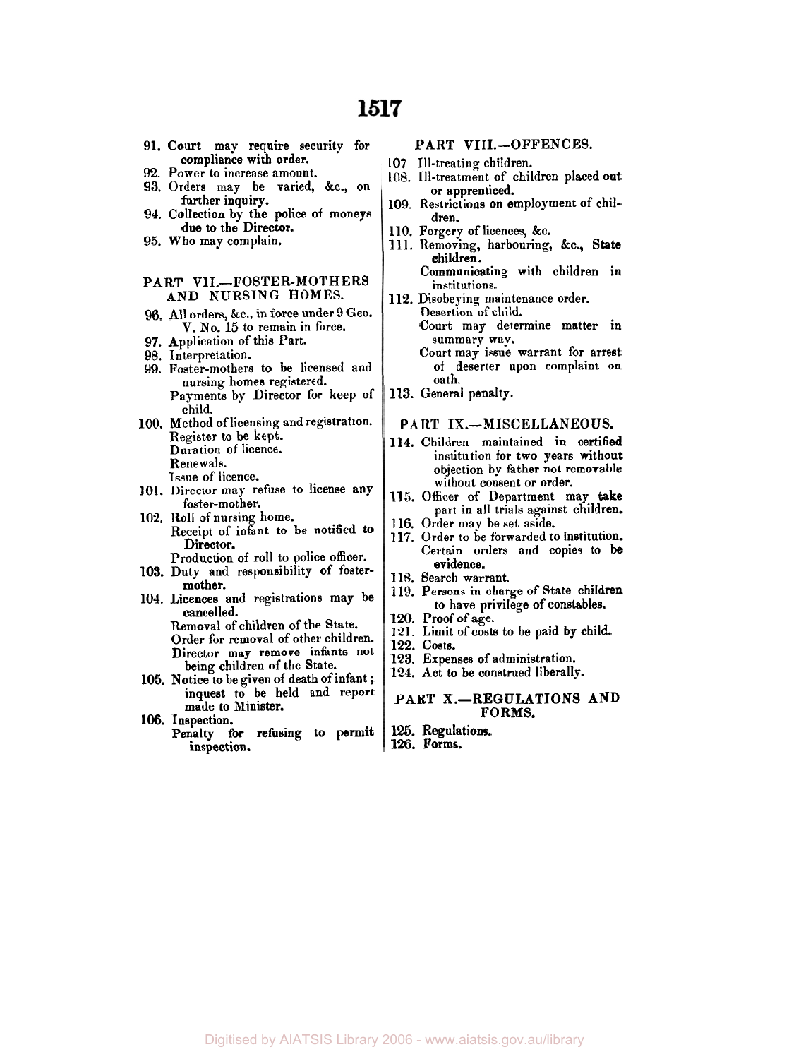91. Court may require security for compliance with order.
92. Power to increase amount.
93. Orders may be varied, &c., on further inquiry.
94. Collection by the police of moneys due to the Director.
95. Who may complain.

## PART VII.—FOSTER-MOTHERS AND NURSING HOMES.

96. All orders, &c., in force under 9 Geo. V. No. 15 to remain in force.
97. Application of this Part.
98. Interpretation.
99. Foster-mothers to be licensed and nursing homes registered.
    Payments by Director for keep of child.
100. Method of licensing and registration.
    Register to be kept.
    Duration of licence.
    Renewals.
    Issue of licence.
101. Director may refuse to license any foster-mother.
102. Roll of nursing home.
    Receipt of infant to be notified to Director.
    Production of roll to police officer.
103. Duty and responsibility of foster-mother.
104. Licences and registrations may be cancelled.
    Removal of children of the State.
    Order for removal of other children.
    Director may remove infants not being children of the State.
105. Notice to be given of death of infant; inquest to be held and report made to Minister.
106. Inspection.
    Penalty for refusing to permit inspection.

## PART VIII.—OFFENCES.

107 Ill-treating children.
108. Ill-treatment of children placed out or apprenticed.
109. Restrictions on employment of children.
110. Forgery of licences, &c.
111. Removing, harbouring, &c., State children.
    Communicating with children in institutions.
112. Disobeying maintenance order.
    Desertion of child.
    Court may determine matter in summary way.
    Court may issue warrant for arrest of deserter upon complaint on oath.
113. General penalty.

## PART IX.—MISCELLANEOUS.

114. Children maintained in certified institution for two years without objection by father not removable without consent or order.
115. Officer of Department may take part in all trials against children.
116. Order may be set aside.
117. Order to be forwarded to institution.
    Certain orders and copies to be evidence.
118. Search warrant.
119. Persons in charge of State children to have privilege of constables.
120. Proof of age.
121. Limit of costs to be paid by child.
122. Costs.
123. Expenses of administration.
124. Act to be construed liberally.

## PART X.—REGULATIONS AND FORMS.

125. Regulations.
126. Forms.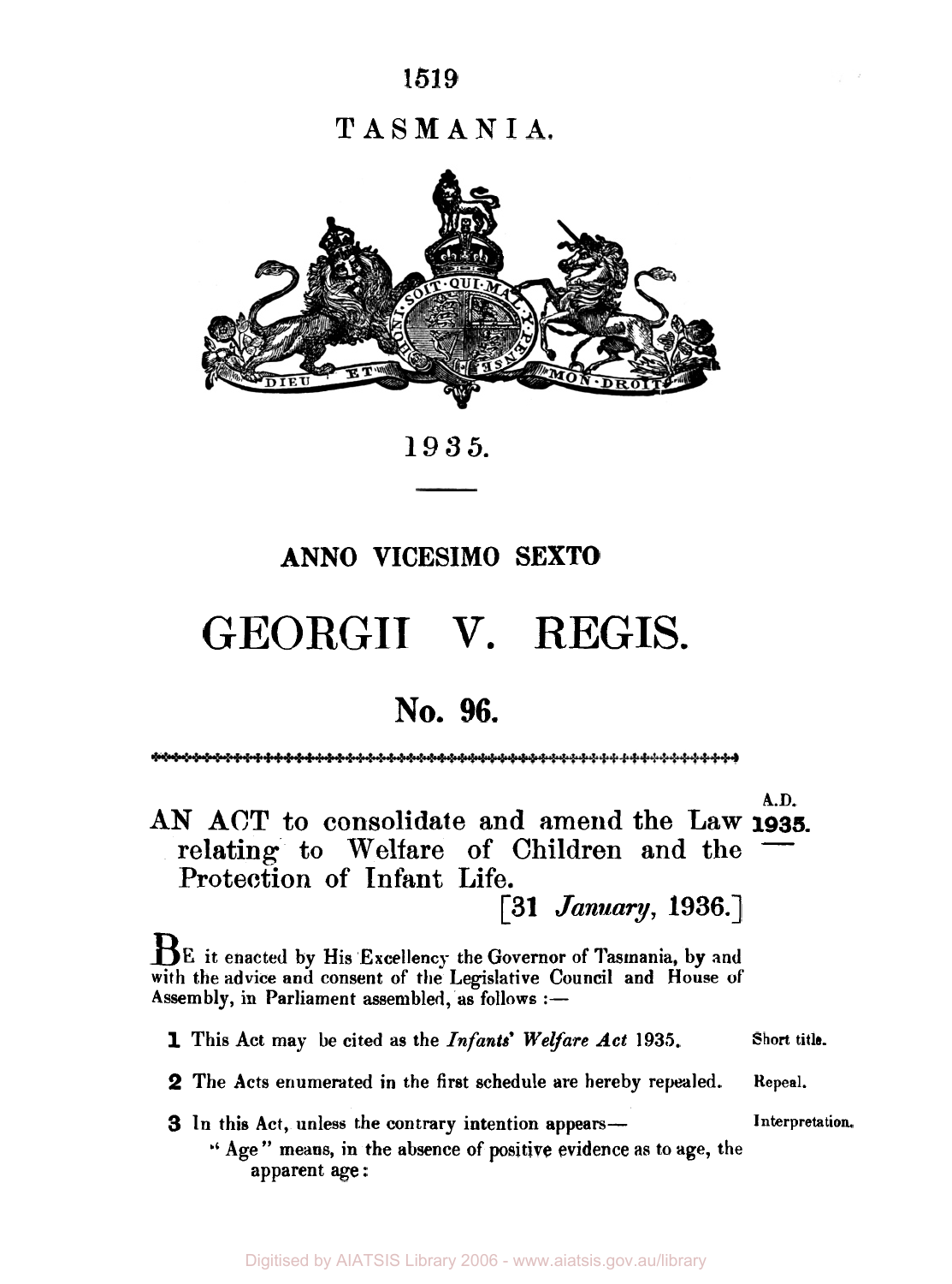# TASMANIA.

1935.

## ANNO VICESIMO SEXTO

# GEORGII V. REGIS.

## No. 96.

A.D. **1935.**

**AN ACT to consolidate and amend the Law relating to Welfare of Children and the Protection of Infant Life.**

[31 *January*, 1936.]

BE it enacted by His Excellency the Governor of Tasmania, by and with the advice and consent of the Legislative Council and House of Assembly, in Parliament assembled, as follows :—

**1** This Act may be cited as the *Infants' Welfare Act* 1935. *Short title.*

**2** The Acts enumerated in the first schedule are hereby repealed. *Repeal.*

**3** In this Act, unless the contrary intention appears— *Interpretation.*

"Age" means, in the absence of positive evidence as to age, the apparent age :

Digitised by AIATSIS Library 2006 - www.aiatsis.gov.au/library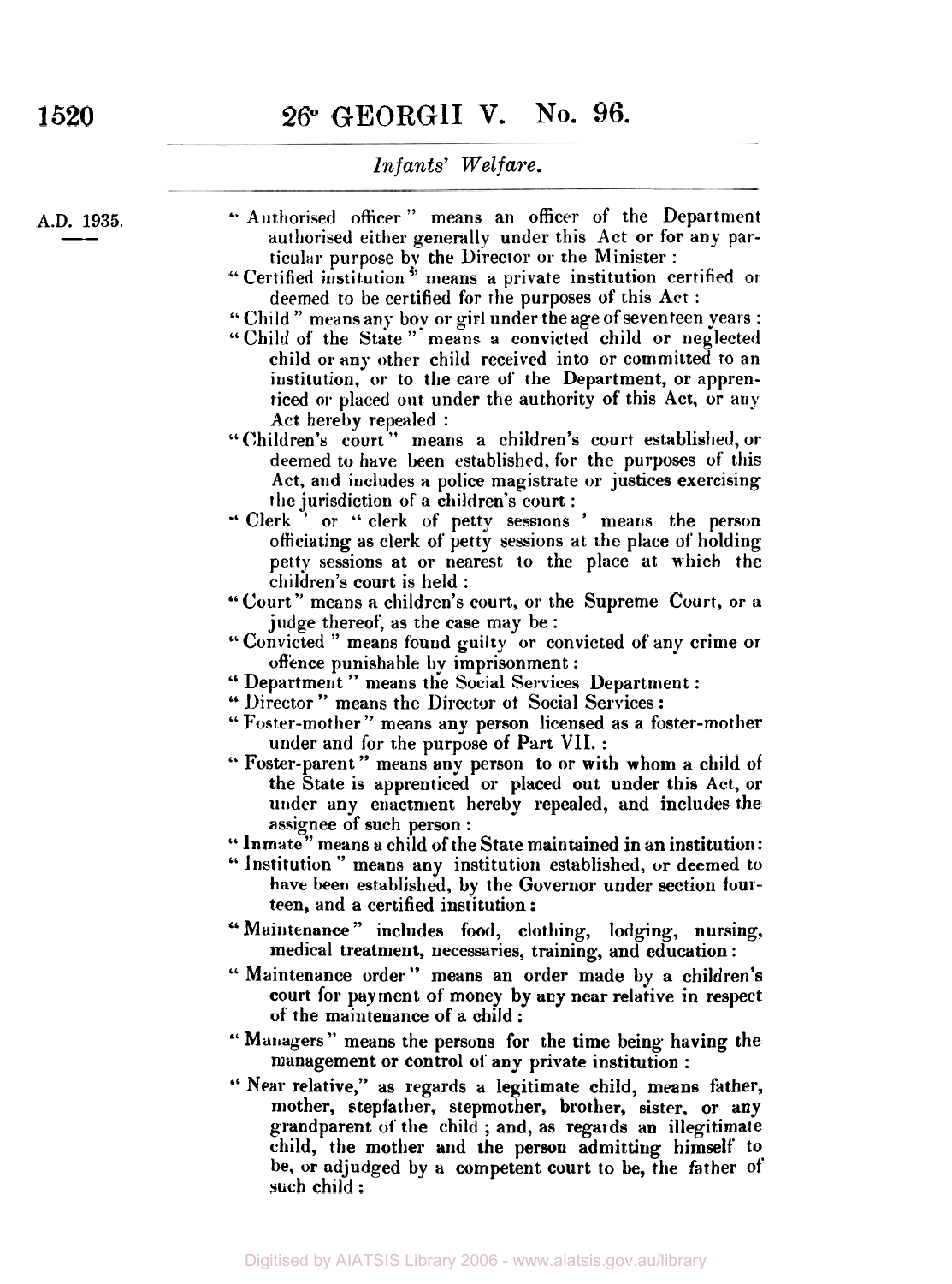A.D. 1935.

"Authorised officer" means an officer of the Department authorised either generally under this Act or for any particular purpose by the Director or the Minister :

"Certified institution" means a private institution certified or deemed to be certified for the purposes of this Act :

"Child" means any boy or girl under the age of seventeen years :

"Child of the State" means a convicted child or neglected child or any other child received into or committed to an institution, or to the care of the Department, or apprenticed or placed out under the authority of this Act, or any Act hereby repealed :

"Children's court" means a children's court established, or deemed to have been established, for the purposes of this Act, and includes a police magistrate or justices exercising the jurisdiction of a children's court :

"Clerk" or "clerk of petty sessions" means the person officiating as clerk of petty sessions at the place of holding petty sessions at or nearest to the place at which the children's court is held :

"Court" means a children's court, or the Supreme Court, or a judge thereof, as the case may be :

"Convicted" means found guilty or convicted of any crime or offence punishable by imprisonment :

"Department" means the Social Services Department :

"Director" means the Director of Social Services :

"Foster-mother" means any person licensed as a foster-mother under and for the purpose of Part VII. :

"Foster-parent" means any person to or with whom a child of the State is apprenticed or placed out under this Act, or under any enactment hereby repealed, and includes the assignee of such person :

"Inmate" means a child of the State maintained in an institution :

"Institution" means any institution established, or deemed to have been established, by the Governor under section fourteen, and a certified institution :

"Maintenance" includes food, clothing, lodging, nursing, medical treatment, necessaries, training, and education :

"Maintenance order" means an order made by a children's court for payment of money by any near relative in respect of the maintenance of a child :

"Managers" means the persons for the time being having the management or control of any private institution :

"Near relative," as regards a legitimate child, means father, mother, stepfather, stepmother, brother, sister, or any grandparent of the child ; and, as regards an illegitimate child, the mother and the person admitting himself to be, or adjudged by a competent court to be, the father of such child :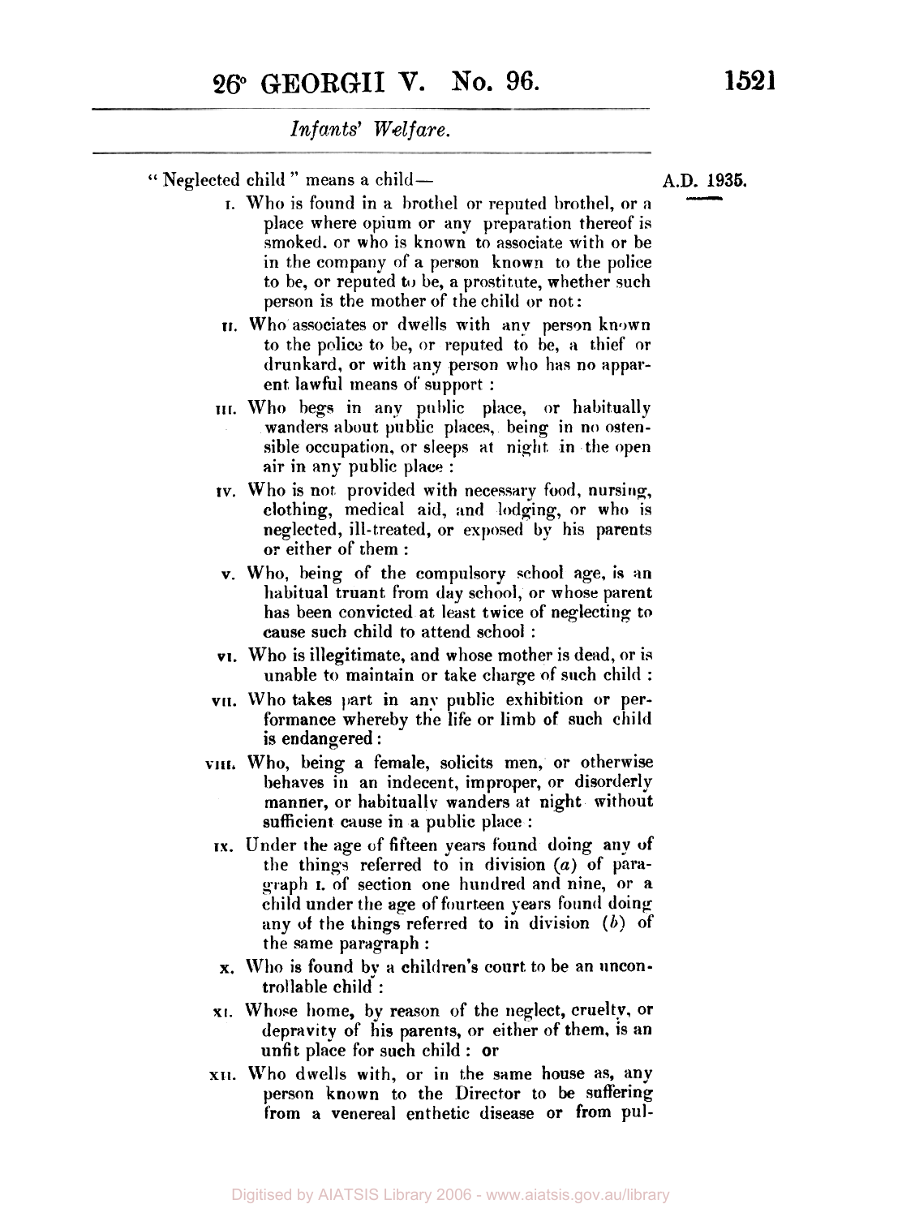"Neglected child" means a child—

I. Who is found in a brothel or reputed brothel, or a place where opium or any preparation thereof is smoked. or who is known to associate with or be in the company of a person known to the police to be, or reputed to be, a prostitute, whether such person is the mother of the child or not:

II. Who associates or dwells with any person known to the police to be, or reputed to be, a thief or drunkard, or with any person who has no apparent lawful means of support :

III. Who begs in any public place, or habitually wanders about public places, being in no ostensible occupation, or sleeps at night in the open air in any public place :

IV. Who is not provided with necessary food, nursing, clothing, medical aid, and lodging, or who is neglected, ill-treated, or exposed by his parents or either of them :

V. Who, being of the compulsory school age, is an habitual truant from day school, or whose parent has been convicted at least twice of neglecting to cause such child to attend school :

VI. Who is illegitimate, and whose mother is dead, or is unable to maintain or take charge of such child :

VII. Who takes part in any public exhibition or performance whereby the life or limb of such child is endangered :

VIII. Who, being a female, solicits men, or otherwise behaves in an indecent, improper, or disorderly manner, or habitually wanders at night without sufficient cause in a public place :

IX. Under the age of fifteen years found doing any of the things referred to in division (*a*) of paragraph I. of section one hundred and nine, or a child under the age of fourteen years found doing any of the things referred to in division (*b*) of the same paragraph :

X. Who is found by a children's court to be an uncontrollable child :

XI. Whose home, by reason of the neglect, cruelty, or depravity of his parents, or either of them, is an unfit place for such child : or

XII. Who dwells with, or in the same house as, any person known to the Director to be suffering from a venereal enthetic disease or from pul-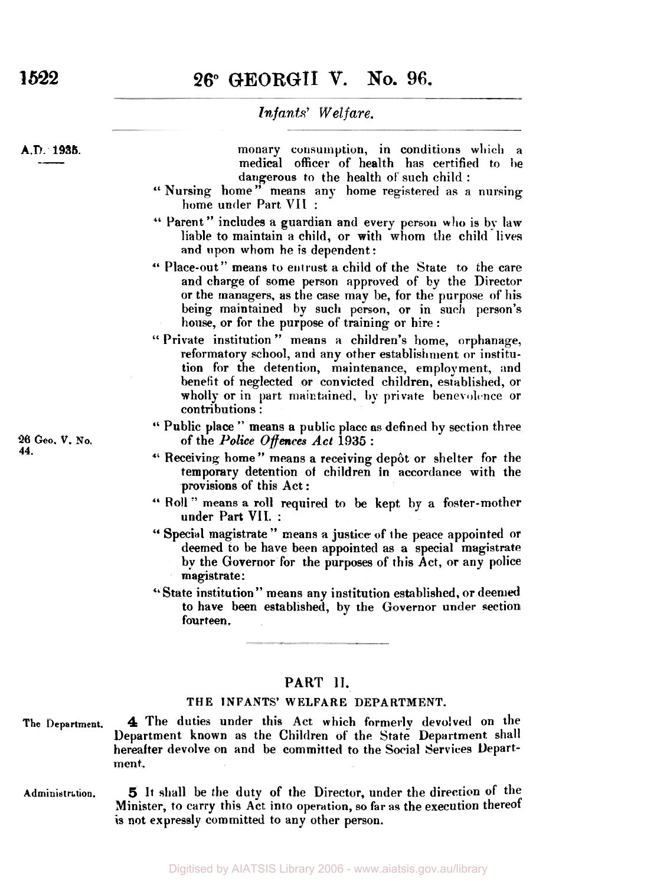monary consumption, in conditions which a medical officer of health has certified to be dangerous to the health of such child :

"Nursing home" means any home registered as a nursing home under Part VII :

"Parent" includes a guardian and every person who is by law liable to maintain a child, or with whom the child lives and upon whom he is dependent:

"Place-out" means to entrust a child of the State to the care and charge of some person approved of by the Director or the managers, as the case may be, for the purpose of his being maintained by such person, or in such person's house, or for the purpose of training or hire :

"Private institution" means a children's home, orphanage, reformatory school, and any other establishment or institution for the detention, maintenance, employment, and benefit of neglected or convicted children, established, or wholly or in part maintained, by private benevolence or contributions :

"Public place" means a public place as defined by section three of the *Police Offences Act* 1935 :

26 Geo. V. No. 44.

"Receiving home" means a receiving depôt or shelter for the temporary detention of children in accordance with the provisions of this Act :

"Roll" means a roll required to be kept by a foster-mother under Part VII. :

"Special magistrate" means a justice of the peace appointed or deemed to be have been appointed as a special magistrate by the Governor for the purposes of this Act, or any police magistrate:

"State institution" means any institution established, or deemed to have been established, by the Governor under section fourteen.

## PART II.

### THE INFANTS' WELFARE DEPARTMENT.

The Department.

**4** The duties under this Act which formerly devolved on the Department known as the Children of the State Department shall hereafter devolve on and be committed to the Social Services Department.

Administration.

**5** It shall be the duty of the Director, under the direction of the Minister, to carry this Act into operation, so far as the execution thereof is not expressly committed to any other person.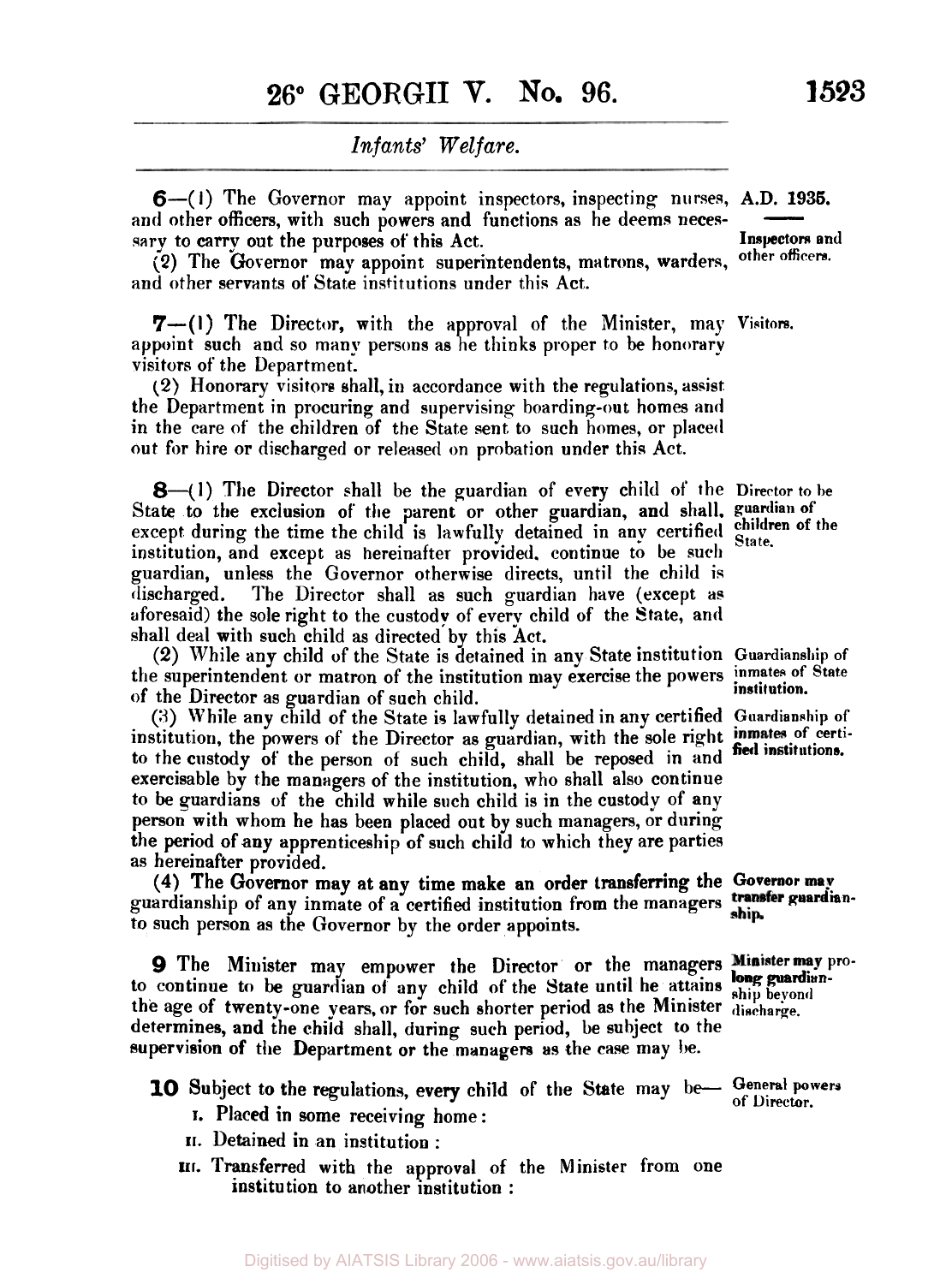6—(1) The Governor may appoint inspectors, inspecting nurses, and other officers, with such powers and functions as he deems necessary to carry out the purposes of this Act.

**Inspectors and other officers.**

(2) The Governor may appoint superintendents, matrons, warders, and other servants of State institutions under this Act.

7—(1) The Director, with the approval of the Minister, may appoint such and so many persons as he thinks proper to be honorary visitors of the Department.

**Visitors.**

(2) Honorary visitors shall, in accordance with the regulations, assist the Department in procuring and supervising boarding-out homes and in the care of the children of the State sent to such homes, or placed out for hire or discharged or released on probation under this Act.

8—(1) The Director shall be the guardian of every child of the State to the exclusion of the parent or other guardian, and shall, except during the time the child is lawfully detained in any certified institution, and except as hereinafter provided, continue to be such guardian, unless the Governor otherwise directs, until the child is discharged. The Director shall as such guardian have (except as aforesaid) the sole right to the custody of every child of the State, and shall deal with such child as directed by this Act.

**Director to be guardian of children of the State.**

(2) While any child of the State is detained in any State institution the superintendent or matron of the institution may exercise the powers of the Director as guardian of such child.

**Guardianship of inmates of State institution.**

(3) While any child of the State is lawfully detained in any certified institution, the powers of the Director as guardian, with the sole right to the custody of the person of such child, shall be reposed in and exercisable by the managers of the institution, who shall also continue to be guardians of the child while such child is in the custody of any person with whom he has been placed out by such managers, or during the period of any apprenticeship of such child to which they are parties as hereinafter provided.

**Guardianship of inmates of certified institutions.**

(4) The Governor may at any time make an order transferring the guardianship of any inmate of a certified institution from the managers to such person as the Governor by the order appoints.

**Governor may transfer guardianship.**

9 The Minister may empower the Director or the managers to continue to be guardian of any child of the State until he attains the age of twenty-one years, or for such shorter period as the Minister determines, and the child shall, during such period, be subject to the supervision of the Department or the managers as the case may be.

**Minister may prolong guardianship beyond discharge.**

10 Subject to the regulations, every child of the State may be—

**General powers of Director.**

I. Placed in some receiving home:

II. Detained in an institution:

III. Transferred with the approval of the Minister from one institution to another institution: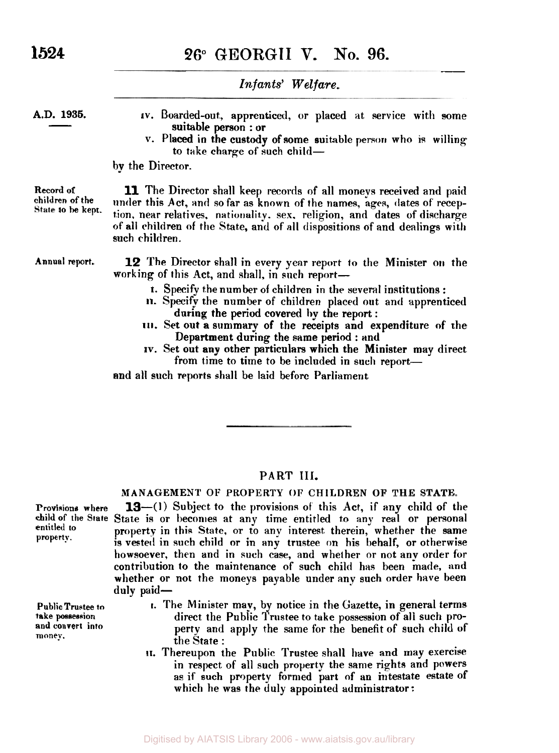iv. Boarded-out, apprenticed, or placed at service with some suitable person : or

v. Placed in the custody of some suitable person who is willing to take charge of such child—

by the Director.

Record of children of the State to be kept.

**11** The Director shall keep records of all moneys received and paid under this Act, and so far as known of the names, ages, dates of reception, near relatives, nationality, sex, religion, and dates of discharge of all children of the State, and of all dispositions of and dealings with such children.

Annual report.

**12** The Director shall in every year report to the Minister on the working of this Act, and shall, in such report—

i. Specify the number of children in the several institutions :

ii. Specify the number of children placed out and apprenticed during the period covered by the report :

iii. Set out a summary of the receipts and expenditure of the Department during the same period : and

iv. Set out any other particulars which the Minister may direct from time to time to be included in such report—

and all such reports shall be laid before Parliament

## PART III.

### MANAGEMENT OF PROPERTY OF CHILDREN OF THE STATE.

Provisions where child of the State entitled to property.

**13**—(1) Subject to the provisions of this Act, if any child of the State is or becomes at any time entitled to any real or personal property in this State, or to any interest therein, whether the same is vested in such child or in any trustee on his behalf, or otherwise howsoever, then and in such case, and whether or not any order for contribution to the maintenance of such child has been made, and whether or not the moneys payable under any such order have been duly paid—

Public Trustee to take possession and convert into money.

i. The Minister may, by notice in the Gazette, in general terms direct the Public Trustee to take possession of all such property and apply the same for the benefit of such child of the State :

ii. Thereupon the Public Trustee shall have and may exercise in respect of all such property the same rights and powers as if such property formed part of an intestate estate of which he was the duly appointed administrator :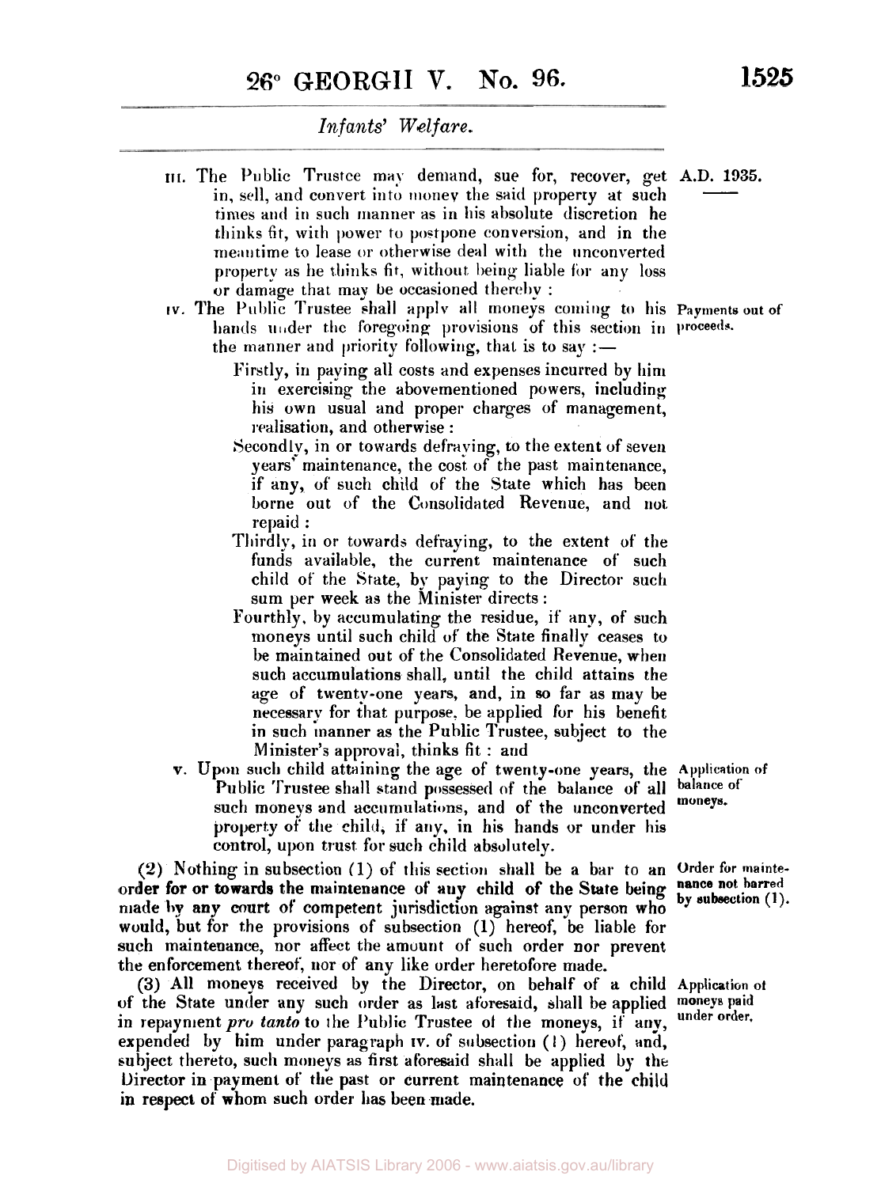III. The Public Trustee may demand, sue for, recover, get in, sell, and convert into money the said property at such times and in such manner as in his absolute discretion he thinks fit, with power to postpone conversion, and in the meantime to lease or otherwise deal with the unconverted property as he thinks fit, without being liable for any loss or damage that may be occasioned thereby :

IV. The Public Trustee shall apply all moneys coming to his hands under the foregoing provisions of this section in the manner and priority following, that is to say :— *Payments out of proceeds.*

Firstly, in paying all costs and expenses incurred by him in exercising the abovementioned powers, including his own usual and proper charges of management, realisation, and otherwise :

Secondly, in or towards defraying, to the extent of seven years' maintenance, the cost of the past maintenance, if any, of such child of the State which has been borne out of the Consolidated Revenue, and not repaid :

Thirdly, in or towards defraying, to the extent of the funds available, the current maintenance of such child of the State, by paying to the Director such sum per week as the Minister directs :

Fourthly, by accumulating the residue, if any, of such moneys until such child of the State finally ceases to be maintained out of the Consolidated Revenue, when such accumulations shall, until the child attains the age of twenty-one years, and, in so far as may be necessary for that purpose, be applied for his benefit in such manner as the Public Trustee, subject to the Minister's approval, thinks fit : and

V. Upon such child attaining the age of twenty-one years, the Public Trustee shall stand possessed of the balance of all such moneys and accumulations, and of the unconverted property of the child, if any, in his hands or under his control, upon trust for such child absolutely. *Application of balance of moneys.*

(2) Nothing in subsection (1) of this section shall be a bar to an order for or towards the maintenance of any child of the State being made by any court of competent jurisdiction against any person who would, but for the provisions of subsection (1) hereof, be liable for such maintenance, nor affect the amount of such order nor prevent the enforcement thereof, nor of any like order heretofore made. *Order for maintenance not barred by subsection (1).*

(3) All moneys received by the Director, on behalf of a child of the State under any such order as last aforesaid, shall be applied in repayment *pro tanto* to the Public Trustee of the moneys, if any, expended by him under paragraph IV. of subsection (1) hereof, and, subject thereto, such moneys as first aforesaid shall be applied by the Director in payment of the past or current maintenance of the child in respect of whom such order has been made. *Application of moneys paid under order.*